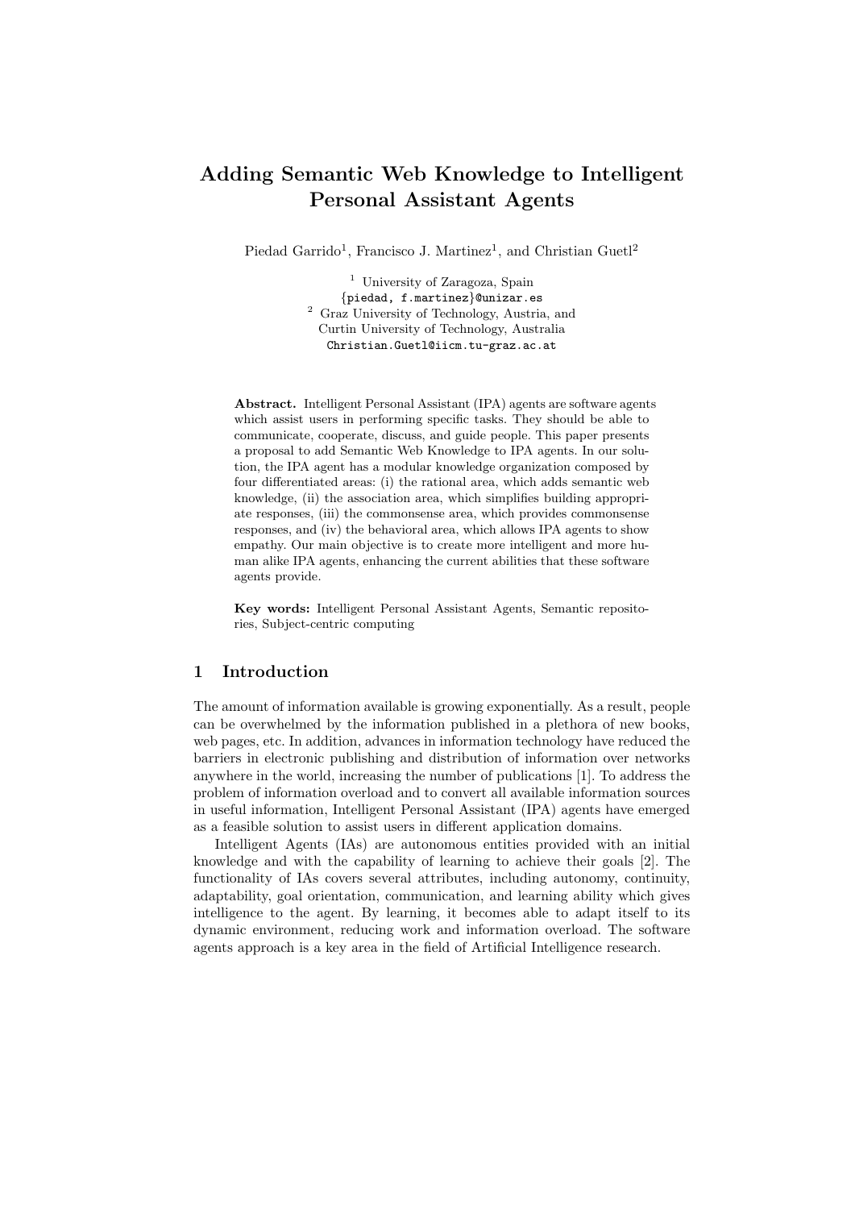# Adding Semantic Web Knowledge to Intelligent Personal Assistant Agents

Piedad Garrido[1], Francisco J. Martinez[1], and Christian Guetl[2]

[1] University of Zaragoza, Spain
{piedad, f.martinez}@unizar.es
[2] Graz University of Technology, Austria, and
Curtin University of Technology, Australia
Christian.Guetl@iicm.tu-graz.ac.at

**Abstract.** Intelligent Personal Assistant (IPA) agents are software agents which assist users in performing specific tasks. They should be able to communicate, cooperate, discuss, and guide people. This paper presents a proposal to add Semantic Web Knowledge to IPA agents. In our solution, the IPA agent has a modular knowledge organization composed by four differentiated areas: (i) the rational area, which adds semantic web knowledge, (ii) the association area, which simplifies building appropriate responses, (iii) the commonsense area, which provides commonsense responses, and (iv) the behavioral area, which allows IPA agents to show empathy. Our main objective is to create more intelligent and more human alike IPA agents, enhancing the current abilities that these software agents provide.

**Key words:** Intelligent Personal Assistant Agents, Semantic repositories, Subject-centric computing

## 1 Introduction

The amount of information available is growing exponentially. As a result, people can be overwhelmed by the information published in a plethora of new books, web pages, etc. In addition, advances in information technology have reduced the barriers in electronic publishing and distribution of information over networks anywhere in the world, increasing the number of publications [1]. To address the problem of information overload and to convert all available information sources in useful information, Intelligent Personal Assistant (IPA) agents have emerged as a feasible solution to assist users in different application domains.

Intelligent Agents (IAs) are autonomous entities provided with an initial knowledge and with the capability of learning to achieve their goals [2]. The functionality of IAs covers several attributes, including autonomy, continuity, adaptability, goal orientation, communication, and learning ability which gives intelligence to the agent. By learning, it becomes able to adapt itself to its dynamic environment, reducing work and information overload. The software agents approach is a key area in the field of Artificial Intelligence research.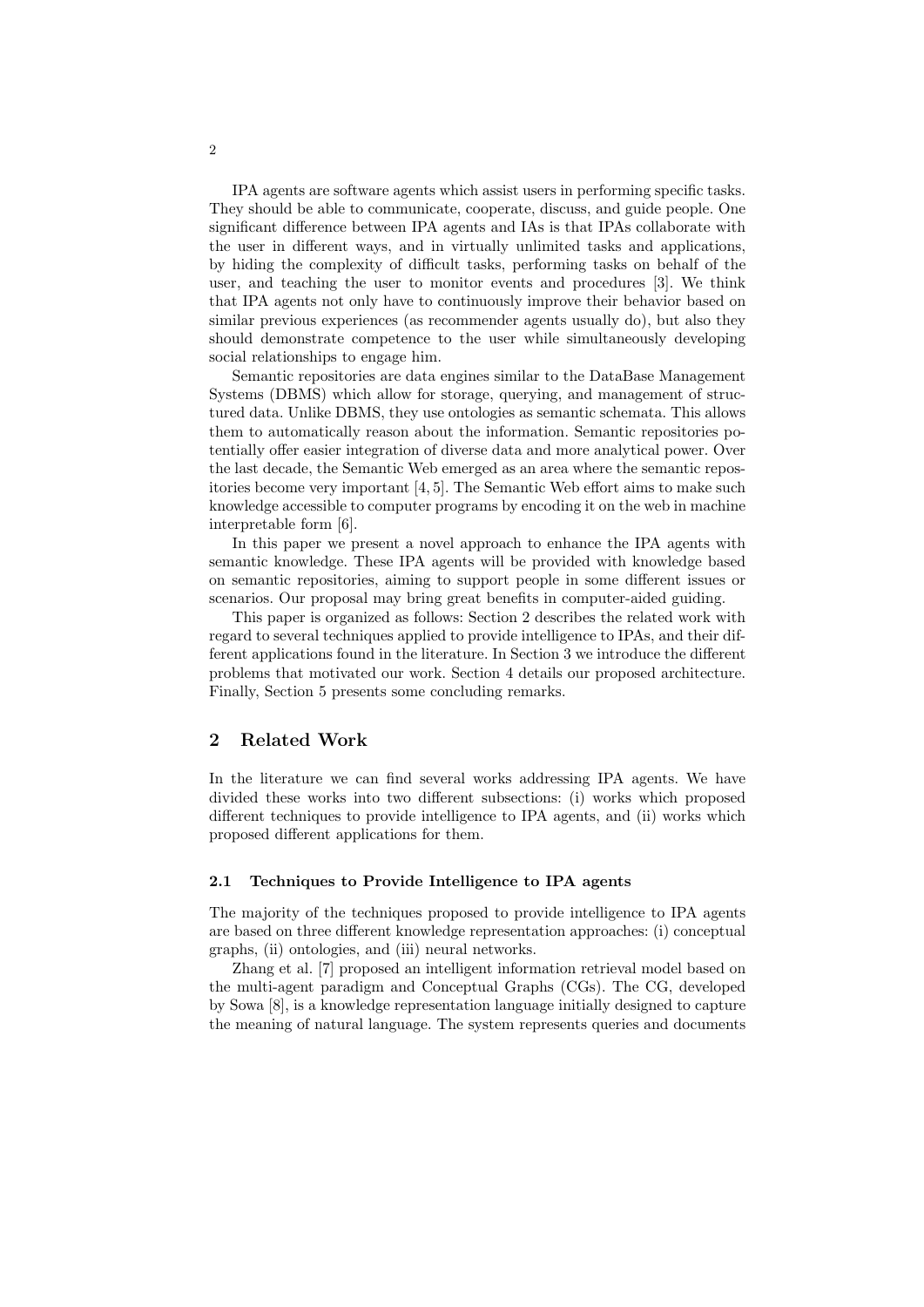IPA agents are software agents which assist users in performing specific tasks. They should be able to communicate, cooperate, discuss, and guide people. One significant difference between IPA agents and IAs is that IPAs collaborate with the user in different ways, and in virtually unlimited tasks and applications, by hiding the complexity of difficult tasks, performing tasks on behalf of the user, and teaching the user to monitor events and procedures [3]. We think that IPA agents not only have to continuously improve their behavior based on similar previous experiences (as recommender agents usually do), but also they should demonstrate competence to the user while simultaneously developing social relationships to engage him.

Semantic repositories are data engines similar to the DataBase Management Systems (DBMS) which allow for storage, querying, and management of structured data. Unlike DBMS, they use ontologies as semantic schemata. This allows them to automatically reason about the information. Semantic repositories potentially offer easier integration of diverse data and more analytical power. Over the last decade, the Semantic Web emerged as an area where the semantic repositories become very important [4, 5]. The Semantic Web effort aims to make such knowledge accessible to computer programs by encoding it on the web in machine interpretable form [6].

In this paper we present a novel approach to enhance the IPA agents with semantic knowledge. These IPA agents will be provided with knowledge based on semantic repositories, aiming to support people in some different issues or scenarios. Our proposal may bring great benefits in computer-aided guiding.

This paper is organized as follows: Section 2 describes the related work with regard to several techniques applied to provide intelligence to IPAs, and their different applications found in the literature. In Section 3 we introduce the different problems that motivated our work. Section 4 details our proposed architecture. Finally, Section 5 presents some concluding remarks.

## 2 Related Work

In the literature we can find several works addressing IPA agents. We have divided these works into two different subsections: (i) works which proposed different techniques to provide intelligence to IPA agents, and (ii) works which proposed different applications for them.

### 2.1 Techniques to Provide Intelligence to IPA agents

The majority of the techniques proposed to provide intelligence to IPA agents are based on three different knowledge representation approaches: (i) conceptual graphs, (ii) ontologies, and (iii) neural networks.

Zhang et al. [7] proposed an intelligent information retrieval model based on the multi-agent paradigm and Conceptual Graphs (CGs). The CG, developed by Sowa [8], is a knowledge representation language initially designed to capture the meaning of natural language. The system represents queries and documents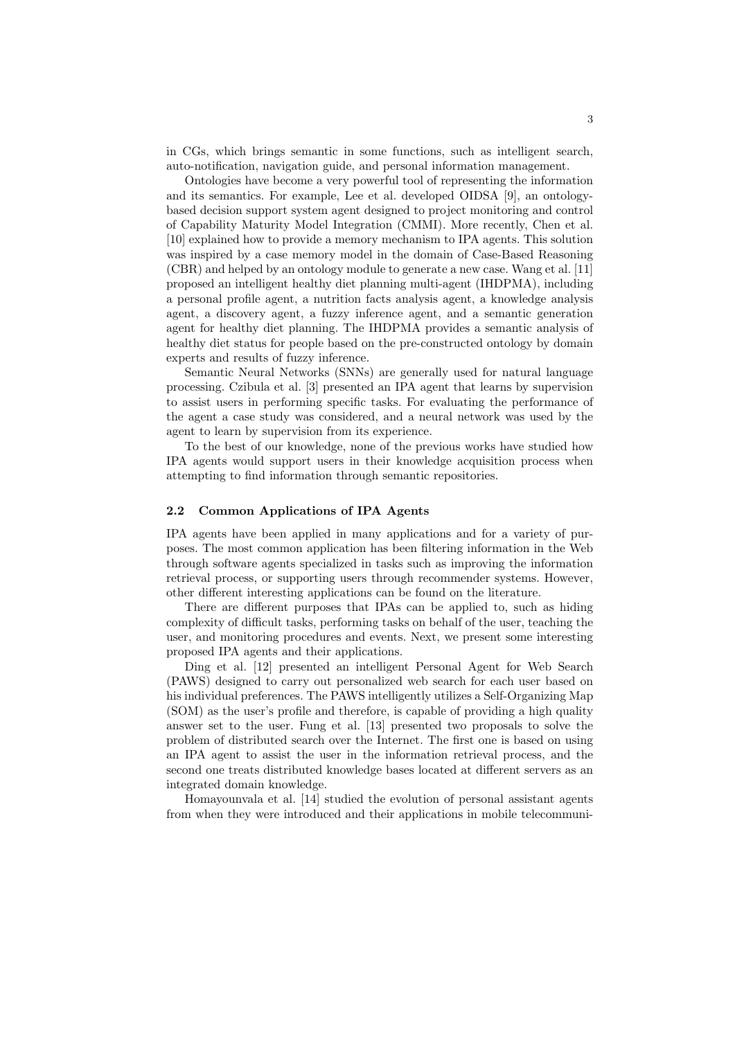in CGs, which brings semantic in some functions, such as intelligent search, auto-notification, navigation guide, and personal information management.

Ontologies have become a very powerful tool of representing the information and its semantics. For example, Lee et al. developed OIDSA [9], an ontology-based decision support system agent designed to project monitoring and control of Capability Maturity Model Integration (CMMI). More recently, Chen et al. [10] explained how to provide a memory mechanism to IPA agents. This solution was inspired by a case memory model in the domain of Case-Based Reasoning (CBR) and helped by an ontology module to generate a new case. Wang et al. [11] proposed an intelligent healthy diet planning multi-agent (IHDPMA), including a personal profile agent, a nutrition facts analysis agent, a knowledge analysis agent, a discovery agent, a fuzzy inference agent, and a semantic generation agent for healthy diet planning. The IHDPMA provides a semantic analysis of healthy diet status for people based on the pre-constructed ontology by domain experts and results of fuzzy inference.

Semantic Neural Networks (SNNs) are generally used for natural language processing. Czibula et al. [3] presented an IPA agent that learns by supervision to assist users in performing specific tasks. For evaluating the performance of the agent a case study was considered, and a neural network was used by the agent to learn by supervision from its experience.

To the best of our knowledge, none of the previous works have studied how IPA agents would support users in their knowledge acquisition process when attempting to find information through semantic repositories.

### 2.2 Common Applications of IPA Agents

IPA agents have been applied in many applications and for a variety of purposes. The most common application has been filtering information in the Web through software agents specialized in tasks such as improving the information retrieval process, or supporting users through recommender systems. However, other different interesting applications can be found on the literature.

There are different purposes that IPAs can be applied to, such as hiding complexity of difficult tasks, performing tasks on behalf of the user, teaching the user, and monitoring procedures and events. Next, we present some interesting proposed IPA agents and their applications.

Ding et al. [12] presented an intelligent Personal Agent for Web Search (PAWS) designed to carry out personalized web search for each user based on his individual preferences. The PAWS intelligently utilizes a Self-Organizing Map (SOM) as the user's profile and therefore, is capable of providing a high quality answer set to the user. Fung et al. [13] presented two proposals to solve the problem of distributed search over the Internet. The first one is based on using an IPA agent to assist the user in the information retrieval process, and the second one treats distributed knowledge bases located at different servers as an integrated domain knowledge.

Homayounvala et al. [14] studied the evolution of personal assistant agents from when they were introduced and their applications in mobile telecommuni-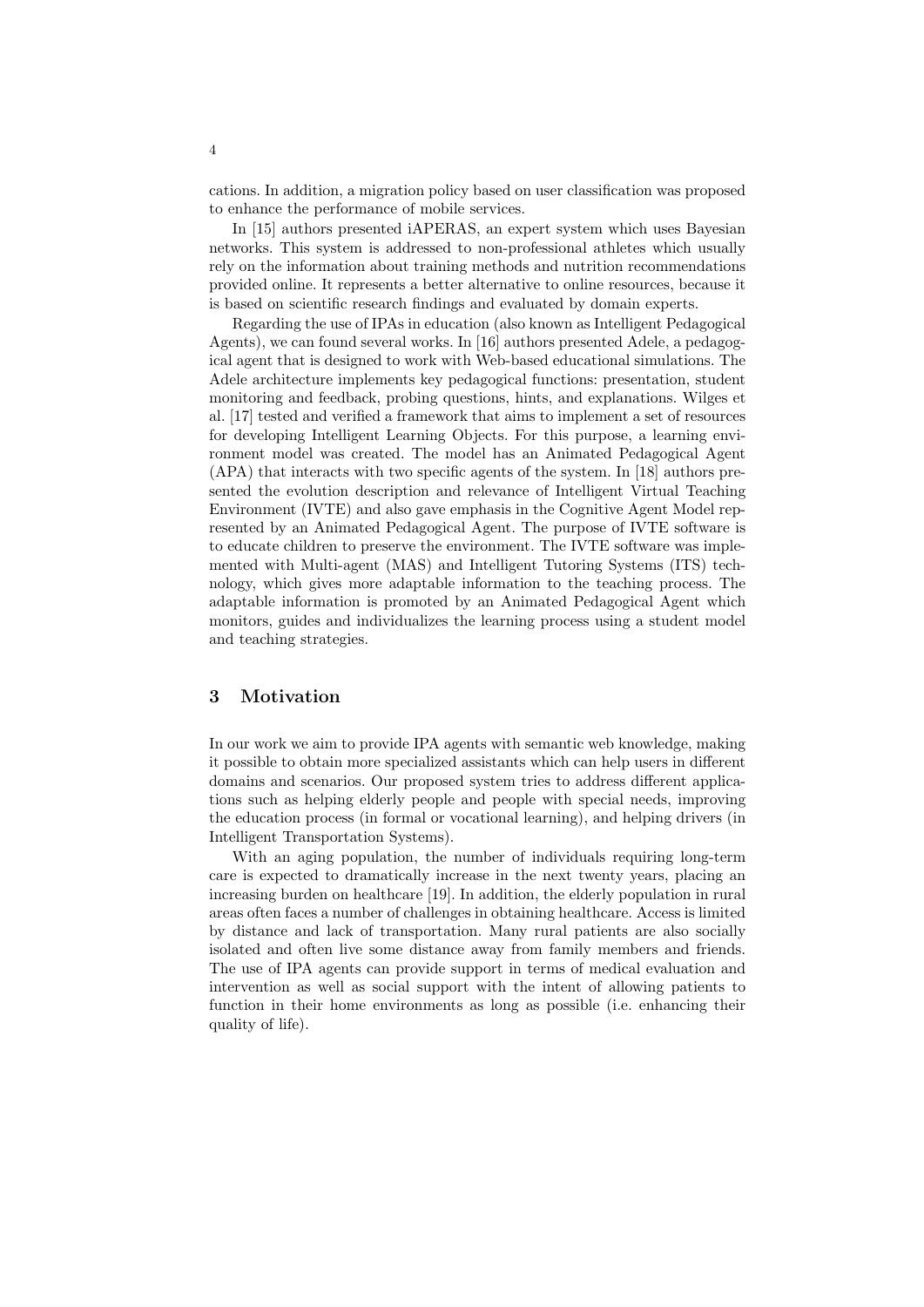cations. In addition, a migration policy based on user classification was proposed to enhance the performance of mobile services.

In [15] authors presented iAPERAS, an expert system which uses Bayesian networks. This system is addressed to non-professional athletes which usually rely on the information about training methods and nutrition recommendations provided online. It represents a better alternative to online resources, because it is based on scientific research findings and evaluated by domain experts.

Regarding the use of IPAs in education (also known as Intelligent Pedagogical Agents), we can found several works. In [16] authors presented Adele, a pedagogical agent that is designed to work with Web-based educational simulations. The Adele architecture implements key pedagogical functions: presentation, student monitoring and feedback, probing questions, hints, and explanations. Wilges et al. [17] tested and verified a framework that aims to implement a set of resources for developing Intelligent Learning Objects. For this purpose, a learning environment model was created. The model has an Animated Pedagogical Agent (APA) that interacts with two specific agents of the system. In [18] authors presented the evolution description and relevance of Intelligent Virtual Teaching Environment (IVTE) and also gave emphasis in the Cognitive Agent Model represented by an Animated Pedagogical Agent. The purpose of IVTE software is to educate children to preserve the environment. The IVTE software was implemented with Multi-agent (MAS) and Intelligent Tutoring Systems (ITS) technology, which gives more adaptable information to the teaching process. The adaptable information is promoted by an Animated Pedagogical Agent which monitors, guides and individualizes the learning process using a student model and teaching strategies.

## 3 Motivation

In our work we aim to provide IPA agents with semantic web knowledge, making it possible to obtain more specialized assistants which can help users in different domains and scenarios. Our proposed system tries to address different applications such as helping elderly people and people with special needs, improving the education process (in formal or vocational learning), and helping drivers (in Intelligent Transportation Systems).

With an aging population, the number of individuals requiring long-term care is expected to dramatically increase in the next twenty years, placing an increasing burden on healthcare [19]. In addition, the elderly population in rural areas often faces a number of challenges in obtaining healthcare. Access is limited by distance and lack of transportation. Many rural patients are also socially isolated and often live some distance away from family members and friends. The use of IPA agents can provide support in terms of medical evaluation and intervention as well as social support with the intent of allowing patients to function in their home environments as long as possible (i.e. enhancing their quality of life).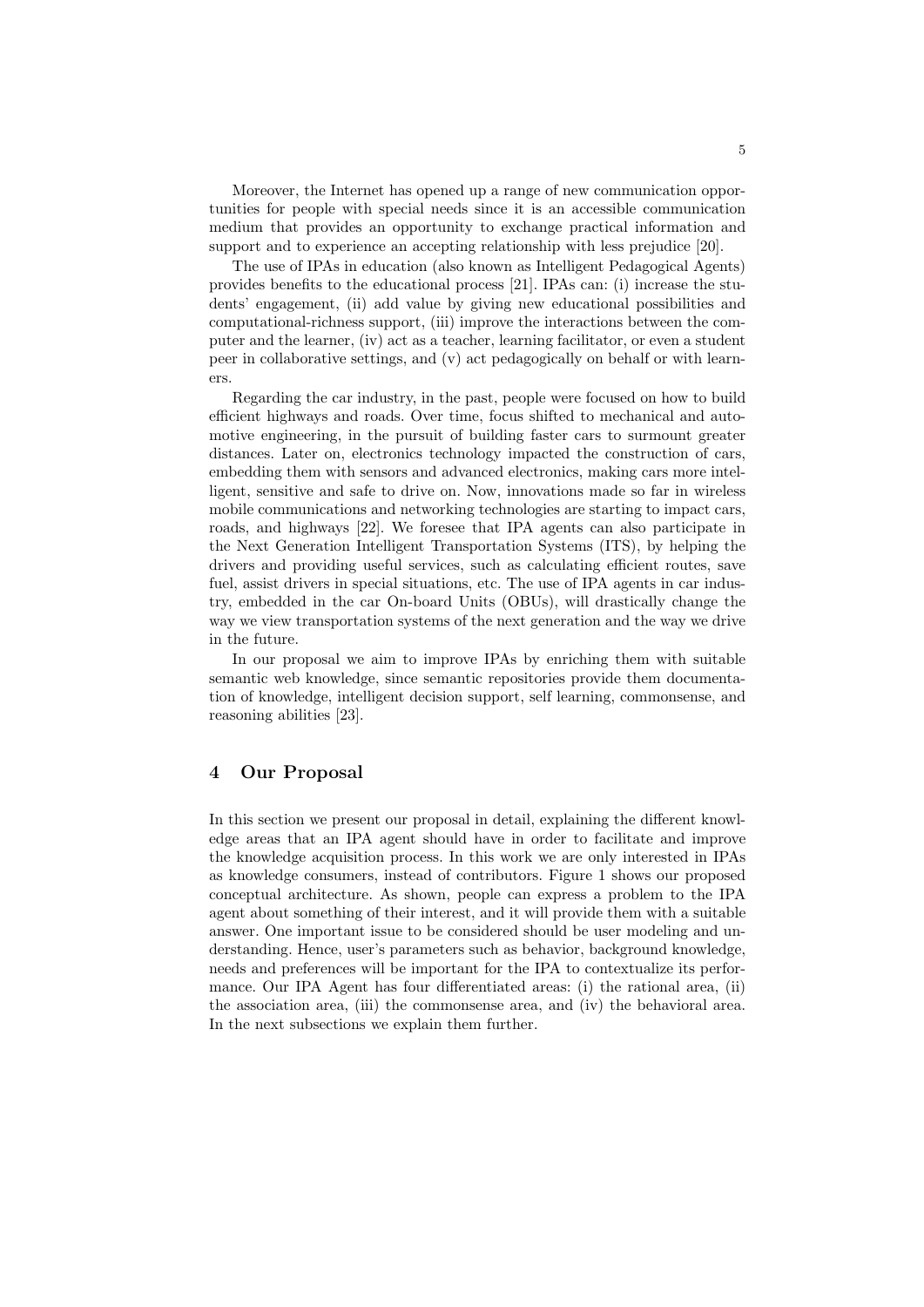Moreover, the Internet has opened up a range of new communication opportunities for people with special needs since it is an accessible communication medium that provides an opportunity to exchange practical information and support and to experience an accepting relationship with less prejudice [20].

The use of IPAs in education (also known as Intelligent Pedagogical Agents) provides benefits to the educational process [21]. IPAs can: (i) increase the students' engagement, (ii) add value by giving new educational possibilities and computational-richness support, (iii) improve the interactions between the computer and the learner, (iv) act as a teacher, learning facilitator, or even a student peer in collaborative settings, and (v) act pedagogically on behalf or with learners.

Regarding the car industry, in the past, people were focused on how to build efficient highways and roads. Over time, focus shifted to mechanical and automotive engineering, in the pursuit of building faster cars to surmount greater distances. Later on, electronics technology impacted the construction of cars, embedding them with sensors and advanced electronics, making cars more intelligent, sensitive and safe to drive on. Now, innovations made so far in wireless mobile communications and networking technologies are starting to impact cars, roads, and highways [22]. We foresee that IPA agents can also participate in the Next Generation Intelligent Transportation Systems (ITS), by helping the drivers and providing useful services, such as calculating efficient routes, save fuel, assist drivers in special situations, etc. The use of IPA agents in car industry, embedded in the car On-board Units (OBUs), will drastically change the way we view transportation systems of the next generation and the way we drive in the future.

In our proposal we aim to improve IPAs by enriching them with suitable semantic web knowledge, since semantic repositories provide them documentation of knowledge, intelligent decision support, self learning, commonsense, and reasoning abilities [23].

## 4 Our Proposal

In this section we present our proposal in detail, explaining the different knowledge areas that an IPA agent should have in order to facilitate and improve the knowledge acquisition process. In this work we are only interested in IPAs as knowledge consumers, instead of contributors. Figure 1 shows our proposed conceptual architecture. As shown, people can express a problem to the IPA agent about something of their interest, and it will provide them with a suitable answer. One important issue to be considered should be user modeling and understanding. Hence, user's parameters such as behavior, background knowledge, needs and preferences will be important for the IPA to contextualize its performance. Our IPA Agent has four differentiated areas: (i) the rational area, (ii) the association area, (iii) the commonsense area, and (iv) the behavioral area. In the next subsections we explain them further.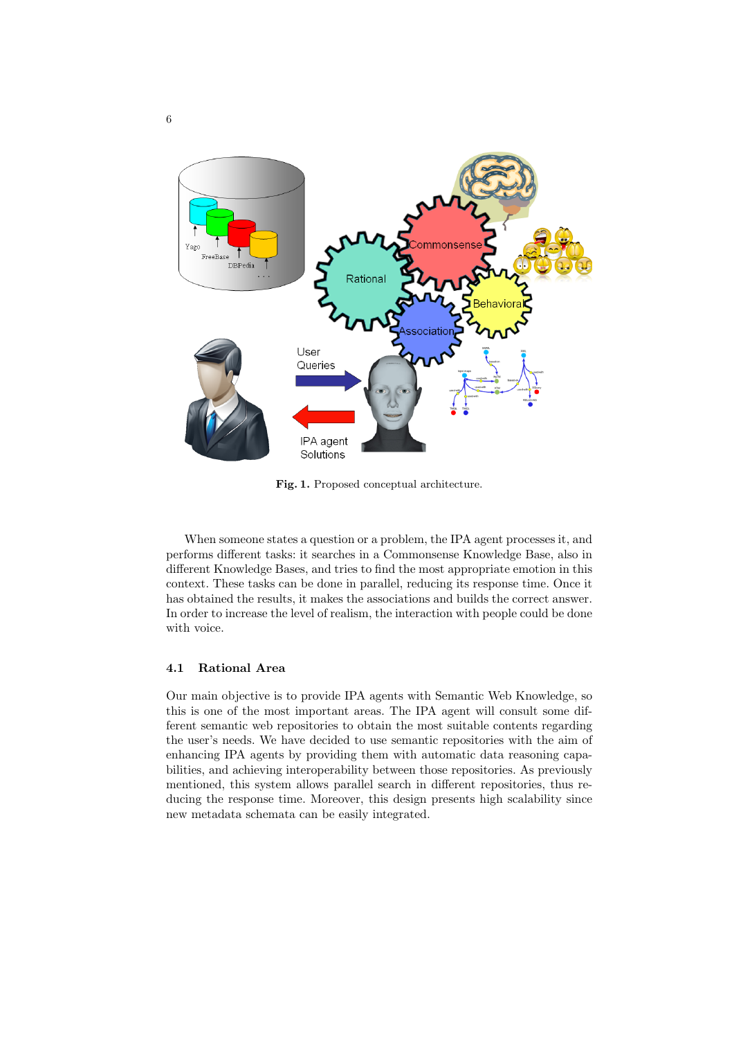Fig. 1. Proposed conceptual architecture.

When someone states a question or a problem, the IPA agent processes it, and performs different tasks: it searches in a Commonsense Knowledge Base, also in different Knowledge Bases, and tries to find the most appropriate emotion in this context. These tasks can be done in parallel, reducing its response time. Once it has obtained the results, it makes the associations and builds the correct answer. In order to increase the level of realism, the interaction with people could be done with voice.

### 4.1 Rational Area

Our main objective is to provide IPA agents with Semantic Web Knowledge, so this is one of the most important areas. The IPA agent will consult some different semantic web repositories to obtain the most suitable contents regarding the user's needs. We have decided to use semantic repositories with the aim of enhancing IPA agents by providing them with automatic data reasoning capabilities, and achieving interoperability between those repositories. As previously mentioned, this system allows parallel search in different repositories, thus reducing the response time. Moreover, this design presents high scalability since new metadata schemata can be easily integrated.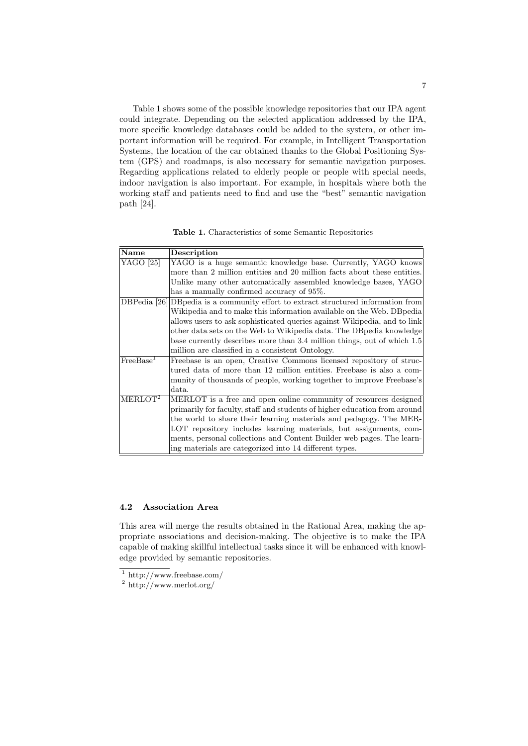Table 1 shows some of the possible knowledge repositories that our IPA agent could integrate. Depending on the selected application addressed by the IPA, more specific knowledge databases could be added to the system, or other important information will be required. For example, in Intelligent Transportation Systems, the location of the car obtained thanks to the Global Positioning System (GPS) and roadmaps, is also necessary for semantic navigation purposes. Regarding applications related to elderly people or people with special needs, indoor navigation is also important. For example, in hospitals where both the working staff and patients need to find and use the "best" semantic navigation path [24].

**Table 1.** Characteristics of some Semantic Repositories

| Name | Description |
|---|---|
| YAGO [25] | YAGO is a huge semantic knowledge base. Currently, YAGO knows more than 2 million entities and 20 million facts about these entities. Unlike many other automatically assembled knowledge bases, YAGO has a manually confirmed accuracy of 95%. |
| DBPedia [26] | DBpedia is a community effort to extract structured information from Wikipedia and to make this information available on the Web. DBpedia allows users to ask sophisticated queries against Wikipedia, and to link other data sets on the Web to Wikipedia data. The DBpedia knowledge base currently describes more than 3.4 million things, out of which 1.5 million are classified in a consistent Ontology. |
| FreeBase[1] | Freebase is an open, Creative Commons licensed repository of structured data of more than 12 million entities. Freebase is also a community of thousands of people, working together to improve Freebase's data. |
| MERLOT[2] | MERLOT is a free and open online community of resources designed primarily for faculty, staff and students of higher education from around the world to share their learning materials and pedagogy. The MERLOT repository includes learning materials, but assignments, comments, personal collections and Content Builder web pages. The learning materials are categorized into 14 different types. |

### 4.2 Association Area

This area will merge the results obtained in the Rational Area, making the appropriate associations and decision-making. The objective is to make the IPA capable of making skillful intellectual tasks since it will be enhanced with knowledge provided by semantic repositories.

[1] http://www.freebase.com/

[2] http://www.merlot.org/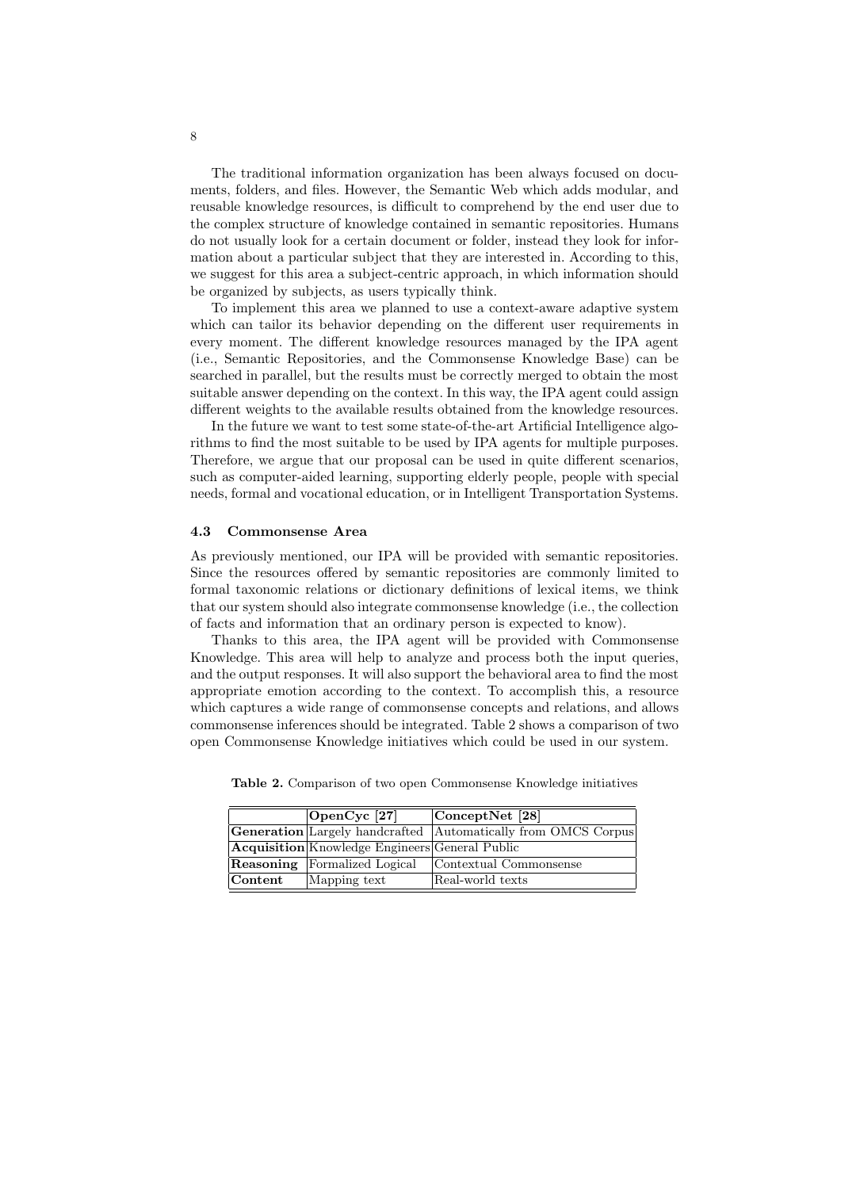The traditional information organization has been always focused on documents, folders, and files. However, the Semantic Web which adds modular, and reusable knowledge resources, is difficult to comprehend by the end user due to the complex structure of knowledge contained in semantic repositories. Humans do not usually look for a certain document or folder, instead they look for information about a particular subject that they are interested in. According to this, we suggest for this area a subject-centric approach, in which information should be organized by subjects, as users typically think.

To implement this area we planned to use a context-aware adaptive system which can tailor its behavior depending on the different user requirements in every moment. The different knowledge resources managed by the IPA agent (i.e., Semantic Repositories, and the Commonsense Knowledge Base) can be searched in parallel, but the results must be correctly merged to obtain the most suitable answer depending on the context. In this way, the IPA agent could assign different weights to the available results obtained from the knowledge resources.

In the future we want to test some state-of-the-art Artificial Intelligence algorithms to find the most suitable to be used by IPA agents for multiple purposes. Therefore, we argue that our proposal can be used in quite different scenarios, such as computer-aided learning, supporting elderly people, people with special needs, formal and vocational education, or in Intelligent Transportation Systems.

### 4.3 Commonsense Area

As previously mentioned, our IPA will be provided with semantic repositories. Since the resources offered by semantic repositories are commonly limited to formal taxonomic relations or dictionary definitions of lexical items, we think that our system should also integrate commonsense knowledge (i.e., the collection of facts and information that an ordinary person is expected to know).

Thanks to this area, the IPA agent will be provided with Commonsense Knowledge. This area will help to analyze and process both the input queries, and the output responses. It will also support the behavioral area to find the most appropriate emotion according to the context. To accomplish this, a resource which captures a wide range of commonsense concepts and relations, and allows commonsense inferences should be integrated. Table 2 shows a comparison of two open Commonsense Knowledge initiatives which could be used in our system.

**Table 2.** Comparison of two open Commonsense Knowledge initiatives

| | **OpenCyc [27]** | **ConceptNet [28]** |
|---|---|---|
| **Generation** | Largely handcrafted | Automatically from OMCS Corpus |
| **Acquisition** | Knowledge Engineers | General Public |
| **Reasoning** | Formalized Logical | Contextual Commonsense |
| **Content** | Mapping text | Real-world texts |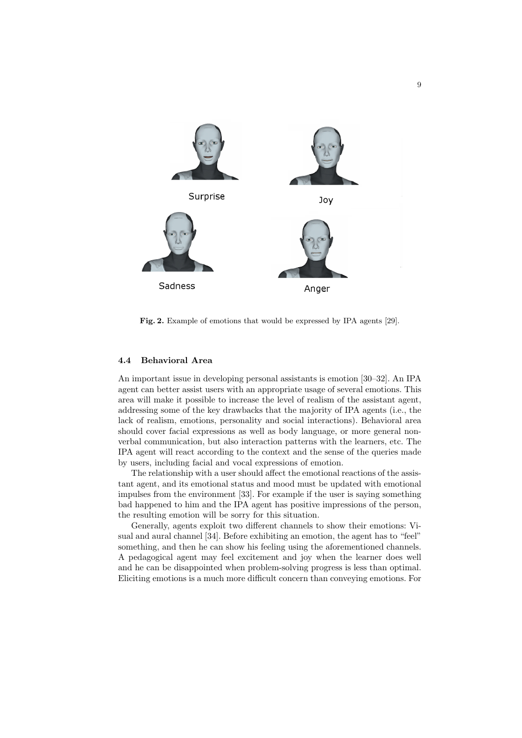Surprise

Joy

Sadness

Anger

**Fig. 2.** Example of emotions that would be expressed by IPA agents [29].

### 4.4 Behavioral Area

An important issue in developing personal assistants is emotion [30–32]. An IPA agent can better assist users with an appropriate usage of several emotions. This area will make it possible to increase the level of realism of the assistant agent, addressing some of the key drawbacks that the majority of IPA agents (i.e., the lack of realism, emotions, personality and social interactions). Behavioral area should cover facial expressions as well as body language, or more general non-verbal communication, but also interaction patterns with the learners, etc. The IPA agent will react according to the context and the sense of the queries made by users, including facial and vocal expressions of emotion.

The relationship with a user should affect the emotional reactions of the assistant agent, and its emotional status and mood must be updated with emotional impulses from the environment [33]. For example if the user is saying something bad happened to him and the IPA agent has positive impressions of the person, the resulting emotion will be sorry for this situation.

Generally, agents exploit two different channels to show their emotions: Visual and aural channel [34]. Before exhibiting an emotion, the agent has to "feel" something, and then he can show his feeling using the aforementioned channels. A pedagogical agent may feel excitement and joy when the learner does well and he can be disappointed when problem-solving progress is less than optimal. Eliciting emotions is a much more difficult concern than conveying emotions. For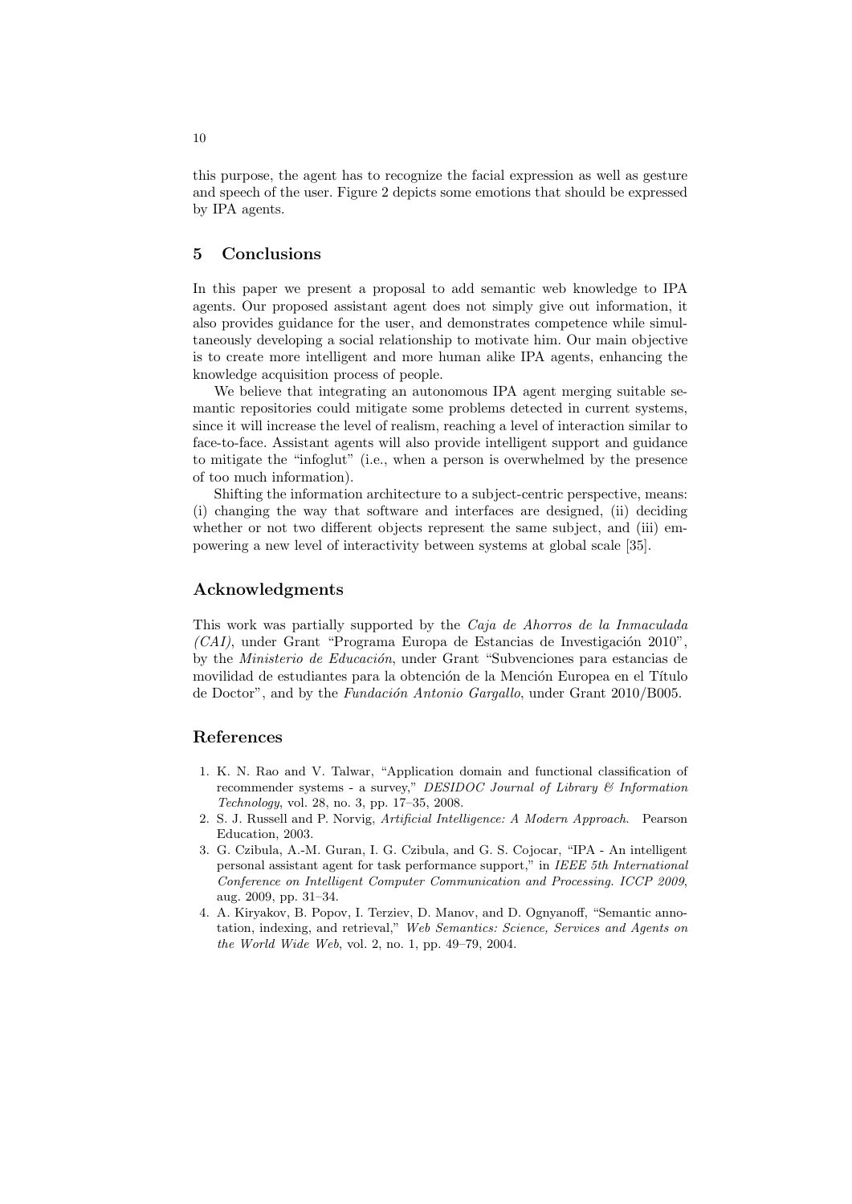this purpose, the agent has to recognize the facial expression as well as gesture and speech of the user. Figure 2 depicts some emotions that should be expressed by IPA agents.

## 5 Conclusions

In this paper we present a proposal to add semantic web knowledge to IPA agents. Our proposed assistant agent does not simply give out information, it also provides guidance for the user, and demonstrates competence while simultaneously developing a social relationship to motivate him. Our main objective is to create more intelligent and more human alike IPA agents, enhancing the knowledge acquisition process of people.

We believe that integrating an autonomous IPA agent merging suitable semantic repositories could mitigate some problems detected in current systems, since it will increase the level of realism, reaching a level of interaction similar to face-to-face. Assistant agents will also provide intelligent support and guidance to mitigate the "infoglut" (i.e., when a person is overwhelmed by the presence of too much information).

Shifting the information architecture to a subject-centric perspective, means: (i) changing the way that software and interfaces are designed, (ii) deciding whether or not two different objects represent the same subject, and (iii) empowering a new level of interactivity between systems at global scale [35].

## Acknowledgments

This work was partially supported by the *Caja de Ahorros de la Inmaculada (CAI)*, under Grant "Programa Europa de Estancias de Investigación 2010", by the *Ministerio de Educación*, under Grant "Subvenciones para estancias de movilidad de estudiantes para la obtención de la Mención Europea en el Título de Doctor", and by the *Fundación Antonio Gargallo*, under Grant 2010/B005.

## References

1. K. N. Rao and V. Talwar, "Application domain and functional classification of recommender systems - a survey," *DESIDOC Journal of Library & Information Technology*, vol. 28, no. 3, pp. 17–35, 2008.
2. S. J. Russell and P. Norvig, *Artificial Intelligence: A Modern Approach*. Pearson Education, 2003.
3. G. Czibula, A.-M. Guran, I. G. Czibula, and G. S. Cojocar, "IPA - An intelligent personal assistant agent for task performance support," in *IEEE 5th International Conference on Intelligent Computer Communication and Processing. ICCP 2009*, aug. 2009, pp. 31–34.
4. A. Kiryakov, B. Popov, I. Terziev, D. Manov, and D. Ognyanoff, "Semantic annotation, indexing, and retrieval," *Web Semantics: Science, Services and Agents on the World Wide Web*, vol. 2, no. 1, pp. 49–79, 2004.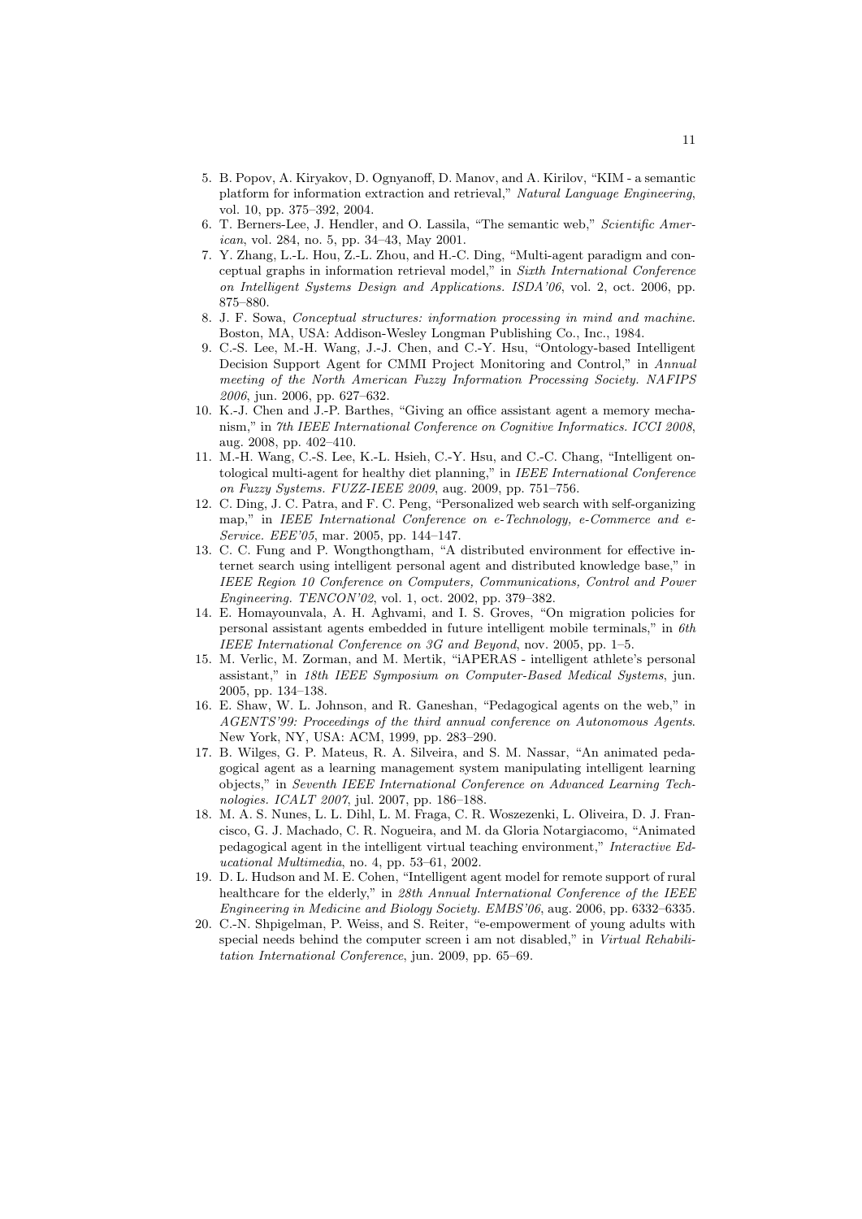5. B. Popov, A. Kiryakov, D. Ognyanoff, D. Manov, and A. Kirilov, "KIM - a semantic platform for information extraction and retrieval," *Natural Language Engineering*, vol. 10, pp. 375–392, 2004.
6. T. Berners-Lee, J. Hendler, and O. Lassila, "The semantic web," *Scientific American*, vol. 284, no. 5, pp. 34–43, May 2001.
7. Y. Zhang, L.-L. Hou, Z.-L. Zhou, and H.-C. Ding, "Multi-agent paradigm and conceptual graphs in information retrieval model," in *Sixth International Conference on Intelligent Systems Design and Applications. ISDA'06*, vol. 2, oct. 2006, pp. 875–880.
8. J. F. Sowa, *Conceptual structures: information processing in mind and machine*. Boston, MA, USA: Addison-Wesley Longman Publishing Co., Inc., 1984.
9. C.-S. Lee, M.-H. Wang, J.-J. Chen, and C.-Y. Hsu, "Ontology-based Intelligent Decision Support Agent for CMMI Project Monitoring and Control," in *Annual meeting of the North American Fuzzy Information Processing Society. NAFIPS 2006*, jun. 2006, pp. 627–632.
10. K.-J. Chen and J.-P. Barthes, "Giving an office assistant agent a memory mechanism," in *7th IEEE International Conference on Cognitive Informatics. ICCI 2008*, aug. 2008, pp. 402–410.
11. M.-H. Wang, C.-S. Lee, K.-L. Hsieh, C.-Y. Hsu, and C.-C. Chang, "Intelligent ontological multi-agent for healthy diet planning," in *IEEE International Conference on Fuzzy Systems. FUZZ-IEEE 2009*, aug. 2009, pp. 751–756.
12. C. Ding, J. C. Patra, and F. C. Peng, "Personalized web search with self-organizing map," in *IEEE International Conference on e-Technology, e-Commerce and e-Service. EEE'05*, mar. 2005, pp. 144–147.
13. C. C. Fung and P. Wongthongtham, "A distributed environment for effective internet search using intelligent personal agent and distributed knowledge base," in *IEEE Region 10 Conference on Computers, Communications, Control and Power Engineering. TENCON'02*, vol. 1, oct. 2002, pp. 379–382.
14. E. Homayounvala, A. H. Aghvami, and I. S. Groves, "On migration policies for personal assistant agents embedded in future intelligent mobile terminals," in *6th IEEE International Conference on 3G and Beyond*, nov. 2005, pp. 1–5.
15. M. Verlic, M. Zorman, and M. Mertik, "iAPERAS - intelligent athlete's personal assistant," in *18th IEEE Symposium on Computer-Based Medical Systems*, jun. 2005, pp. 134–138.
16. E. Shaw, W. L. Johnson, and R. Ganeshan, "Pedagogical agents on the web," in *AGENTS'99: Proceedings of the third annual conference on Autonomous Agents*. New York, NY, USA: ACM, 1999, pp. 283–290.
17. B. Wilges, G. P. Mateus, R. A. Silveira, and S. M. Nassar, "An animated pedagogical agent as a learning management system manipulating intelligent learning objects," in *Seventh IEEE International Conference on Advanced Learning Technologies. ICALT 2007*, jul. 2007, pp. 186–188.
18. M. A. S. Nunes, L. L. Dihl, L. M. Fraga, C. R. Woszezenki, L. Oliveira, D. J. Francisco, G. J. Machado, C. R. Nogueira, and M. da Gloria Notargiacomo, "Animated pedagogical agent in the intelligent virtual teaching environment," *Interactive Educational Multimedia*, no. 4, pp. 53–61, 2002.
19. D. L. Hudson and M. E. Cohen, "Intelligent agent model for remote support of rural healthcare for the elderly," in *28th Annual International Conference of the IEEE Engineering in Medicine and Biology Society. EMBS'06*, aug. 2006, pp. 6332–6335.
20. C.-N. Shpigelman, P. Weiss, and S. Reiter, "e-empowerment of young adults with special needs behind the computer screen i am not disabled," in *Virtual Rehabilitation International Conference*, jun. 2009, pp. 65–69.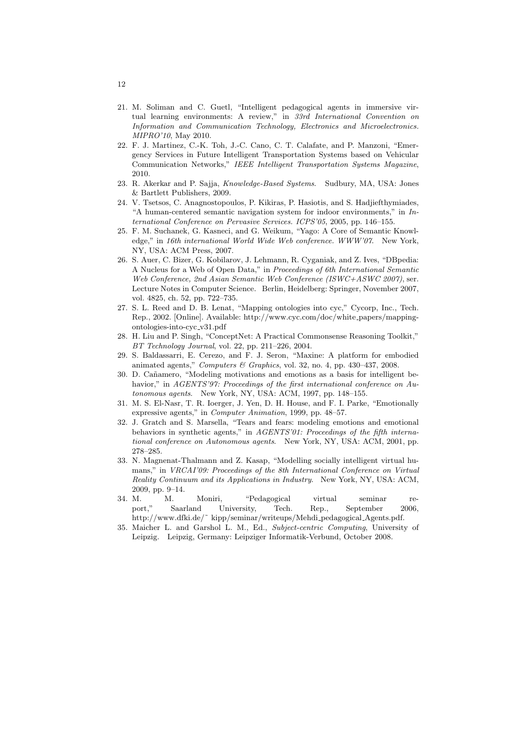21. M. Soliman and C. Guetl, "Intelligent pedagogical agents in immersive virtual learning environments: A review," in *33rd International Convention on Information and Communication Technology, Electronics and Microelectronics. MIPRO'10*, May 2010.
22. F. J. Martinez, C.-K. Toh, J.-C. Cano, C. T. Calafate, and P. Manzoni, "Emergency Services in Future Intelligent Transportation Systems based on Vehicular Communication Networks," *IEEE Intelligent Transportation Systems Magazine*, 2010.
23. R. Akerkar and P. Sajja, *Knowledge-Based Systems*. Sudbury, MA, USA: Jones & Bartlett Publishers, 2009.
24. V. Tsetsos, C. Anagnostopoulos, P. Kikiras, P. Hasiotis, and S. Hadjiefthymiades, "A human-centered semantic navigation system for indoor environments," in *International Conference on Pervasive Services. ICPS'05*, 2005, pp. 146–155.
25. F. M. Suchanek, G. Kasneci, and G. Weikum, "Yago: A Core of Semantic Knowledge," in *16th international World Wide Web conference. WWW'07*. New York, NY, USA: ACM Press, 2007.
26. S. Auer, C. Bizer, G. Kobilarov, J. Lehmann, R. Cyganiak, and Z. Ives, "DBpedia: A Nucleus for a Web of Open Data," in *Proceedings of 6th International Semantic Web Conference, 2nd Asian Semantic Web Conference (ISWC+ASWC 2007)*, ser. Lecture Notes in Computer Science. Berlin, Heidelberg: Springer, November 2007, vol. 4825, ch. 52, pp. 722–735.
27. S. L. Reed and D. B. Lenat, "Mapping ontologies into cyc," Cycorp, Inc., Tech. Rep., 2002. [Online]. Available: http://www.cyc.com/doc/white_papers/mapping-ontologies-into-cyc_v31.pdf
28. H. Liu and P. Singh, "ConceptNet: A Practical Commonsense Reasoning Toolkit," *BT Technology Journal*, vol. 22, pp. 211–226, 2004.
29. S. Baldassarri, E. Cerezo, and F. J. Seron, "Maxine: A platform for embodied animated agents," *Computers & Graphics*, vol. 32, no. 4, pp. 430–437, 2008.
30. D. Cañamero, "Modeling motivations and emotions as a basis for intelligent behavior," in *AGENTS'97: Proceedings of the first international conference on Autonomous agents*. New York, NY, USA: ACM, 1997, pp. 148–155.
31. M. S. El-Nasr, T. R. Ioerger, J. Yen, D. H. House, and F. I. Parke, "Emotionally expressive agents," in *Computer Animation*, 1999, pp. 48–57.
32. J. Gratch and S. Marsella, "Tears and fears: modeling emotions and emotional behaviors in synthetic agents," in *AGENTS'01: Proceedings of the fifth international conference on Autonomous agents*. New York, NY, USA: ACM, 2001, pp. 278–285.
33. N. Magnenat-Thalmann and Z. Kasap, "Modelling socially intelligent virtual humans," in *VRCAI'09: Proceedings of the 8th International Conference on Virtual Reality Continuum and its Applications in Industry*. New York, NY, USA: ACM, 2009, pp. 9–14.
34. M. M. Moniri, "Pedagogical virtual seminar report," Saarland University, Tech. Rep., September 2006, http://www.dfki.de/~ kipp/seminar/writeups/Mehdi_pedagogical_Agents.pdf.
35. Maicher L. and Garshol L. M., Ed., *Subject-centric Computing*, University of Leipzig. Leipzig, Germany: Leipziger Informatik-Verbund, October 2008.